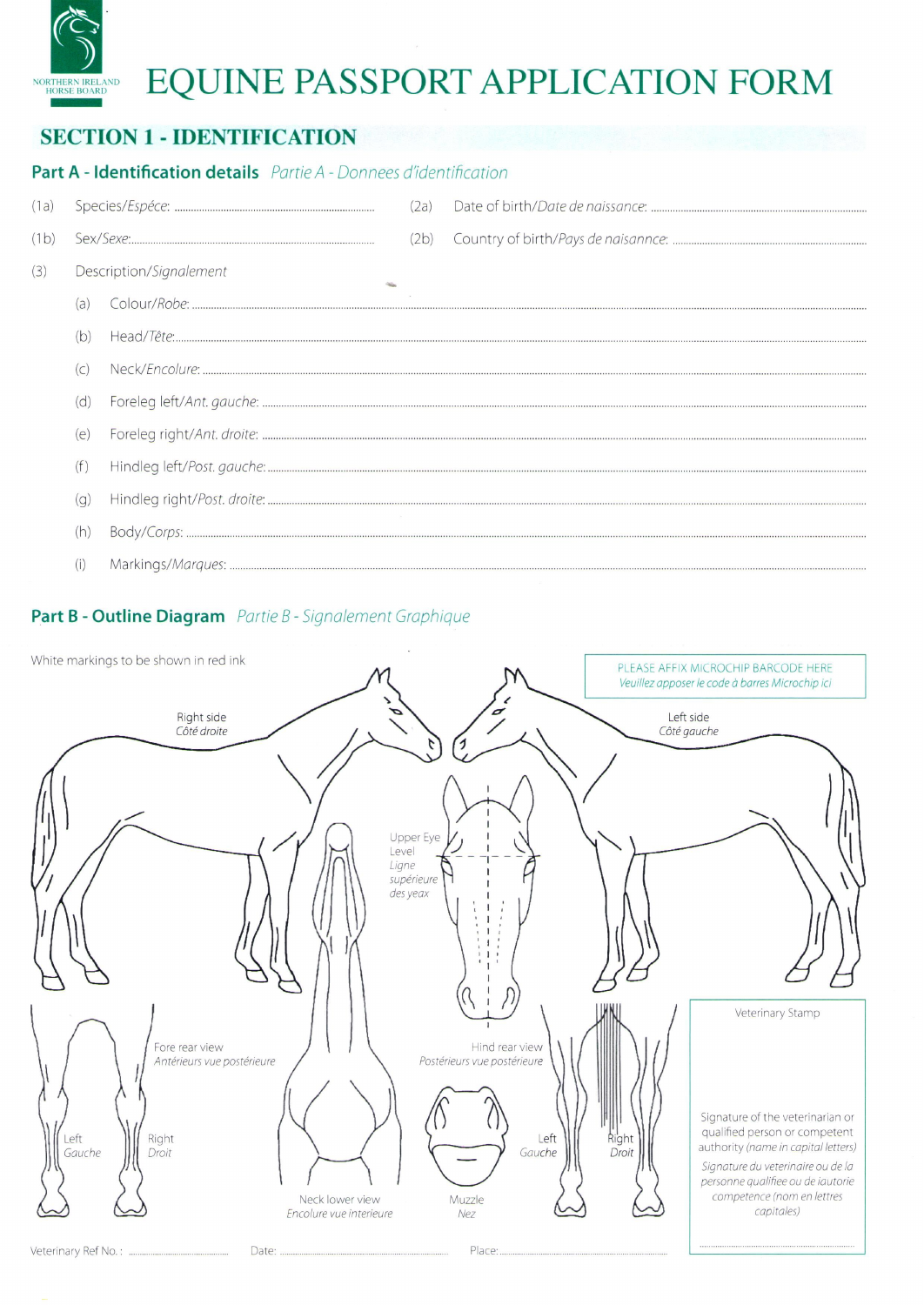NORTHERN IRELAND HORSE BOARD

# EQUINE PASSPORT APPLICATION FORM

## SECTION 1 - IDENTIFICATION

### Part A - Identification details *Partie A - Donnees d'identification*

(1a) Species/*Espéce*: ..................................

(2a) Date of birth/*Date de naissance*: ..................................

(1b) Sex/*Sexe*: ..................................

(2b) Country of birth/*Pays de naisannce*: ..................................

(3) Description/*Signalement*

(a) Colour/*Robe*: ..................................

(b) Head/*Tête*: ..................................

(c) Neck/*Encolure*: ..................................

(d) Foreleg left/*Ant. gauche*: ..................................

(e) Foreleg right/*Ant. droite*: ..................................

(f) Hindleg left/*Post. gauche*: ..................................

(g) Hindleg right/*Post. droite*: ..................................

(h) Body/*Corps*: ..................................

(i) Markings/*Marques*: ..................................

### Part B - Outline Diagram *Partie B - Signalement Graphique*

White markings to be shown in red ink

PLEASE AFFIX MICROCHIP BARCODE HERE
*Veuillez apposer le code à barres Microchip ici*

Right side
*Côté droite*

Left side
*Côté gauche*

Upper Eye Level
*Ligne supérieure des yeax*

Fore rear view
*Antérieurs vue postérieure*

Left
*Gauche*

Right
*Droit*

Neck lower view
*Encolure vue interieure*

Muzzle
*Nez*

Hind rear view
*Postérieurs vue postérieure*

Left
*Gauche*

Right
*Droit*

Veterinary Stamp

Signature of the veterinarian or qualified person or competent authority *(name in capital letters)*

*Signature du veterinaire ou de la personne qualifiée ou de lautorie competence (nom en lettres capitales)*

..................................

Veterinary Ref No.: .................................. Date: .................................. Place: ..................................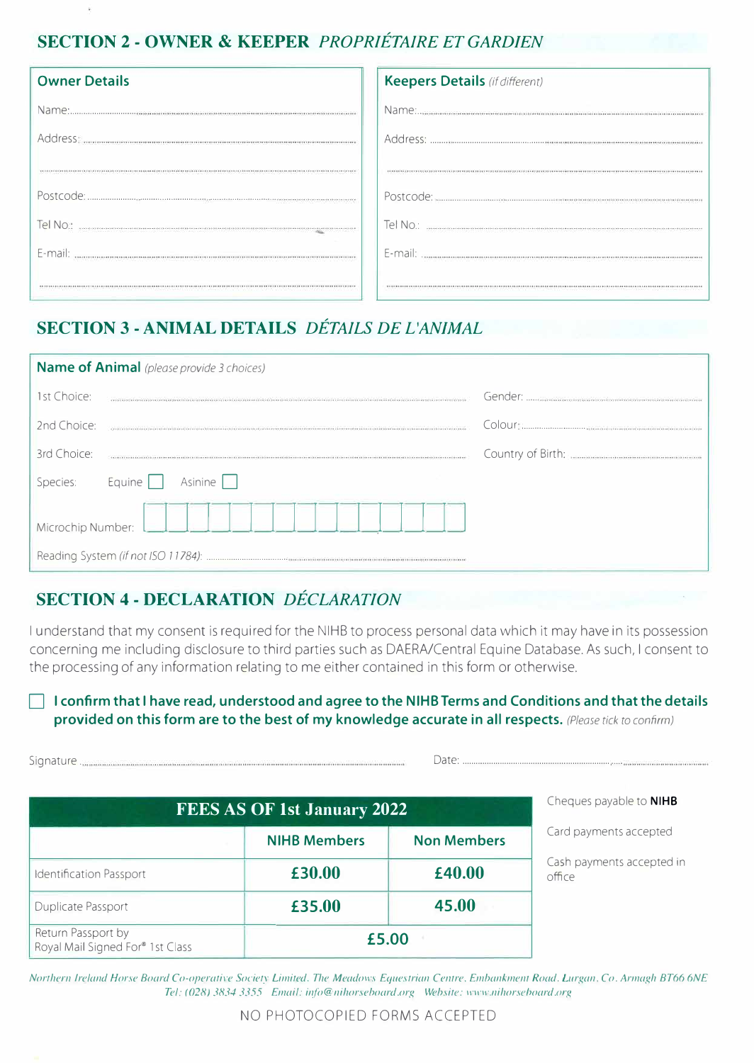## SECTION 2 - OWNER & KEEPER *PROPRIÉTAIRE ET GARDIEN*

**Owner Details**

Name: ..................................................

Address: ..................................................

..................................................

Postcode: ..................................................

Tel No.: ..................................................

E-mail: ..................................................

..................................................

**Keepers Details** *(if different)*

Name: ..................................................

Address: ..................................................

..................................................

Postcode: ..................................................

Tel No.: ..................................................

E-mail: ..................................................

..................................................

## SECTION 3 - ANIMAL DETAILS *DÉTAILS DE L'ANIMAL*

**Name of Animal** *(please provide 3 choices)*

1st Choice: .................................................. Gender: ..................................................

2nd Choice: .................................................. Colour: ..................................................

3rd Choice: .................................................. Country of Birth: ..................................................

Species: Equine ☐ Asinine ☐

Microchip Number: ☐☐☐☐☐☐☐☐☐☐☐☐☐☐☐

Reading System *(if not ISO 11784)*: ..................................................

## SECTION 4 - DECLARATION *DÉCLARATION*

I understand that my consent is required for the NIHB to process personal data which it may have in its possession concerning me including disclosure to third parties such as DAERA/Central Equine Database. As such, I consent to the processing of any information relating to me either contained in this form or otherwise.

☐ **I confirm that I have read, understood and agree to the NIHB Terms and Conditions and that the details provided on this form are to the best of my knowledge accurate in all respects.** *(Please tick to confirm)*

Signature .................................................. Date: ..................................................

| FEES AS OF 1st January 2022 | | |
|---|---|---|
| | **NIHB Members** | **Non Members** |
| Identification Passport | **£30.00** | **£40.00** |
| Duplicate Passport | **£35.00** | **45.00** |
| Return Passport by Royal Mail Signed For® 1st Class | **£5.00** | |

Cheques payable to **NIHB**

Card payments accepted

Cash payments accepted in office

*Northern Ireland Horse Board Co-operative Society Limited. The Meadows Equestrian Centre, Embankment Road, Lurgan, Co. Armagh BT66 6NE*
*Tel: (028) 3834 3355 Email: info@nihorseboard.org Website: www.nihorseboard.org*

NO PHOTOCOPIED FORMS ACCEPTED